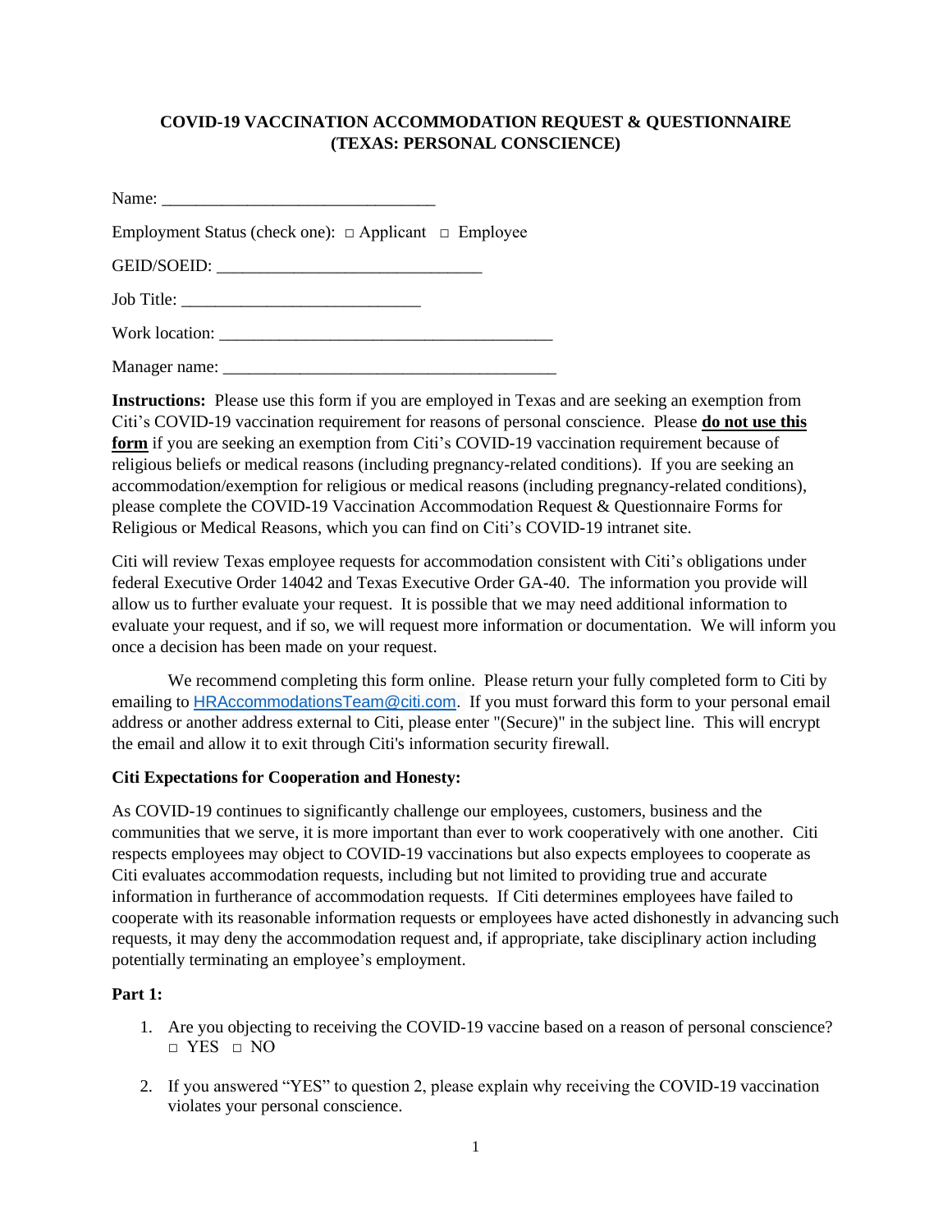**COVID-19 VACCINATION ACCOMMODATION REQUEST & QUESTIONNAIRE (TEXAS: PERSONAL CONSCIENCE)**

Name: _______________________________

Employment Status (check one): □ Applicant □ Employee

GEID/SOEID: ______________________________

Job Title: ___________________________

Work location: ______________________________________

Manager name: ______________________________________

**Instructions:** Please use this form if you are employed in Texas and are seeking an exemption from Citi's COVID-19 vaccination requirement for reasons of personal conscience. Please **do not use this form** if you are seeking an exemption from Citi's COVID-19 vaccination requirement because of religious beliefs or medical reasons (including pregnancy-related conditions). If you are seeking an accommodation/exemption for religious or medical reasons (including pregnancy-related conditions), please complete the COVID-19 Vaccination Accommodation Request & Questionnaire Forms for Religious or Medical Reasons, which you can find on Citi's COVID-19 intranet site.

Citi will review Texas employee requests for accommodation consistent with Citi's obligations under federal Executive Order 14042 and Texas Executive Order GA-40. The information you provide will allow us to further evaluate your request. It is possible that we may need additional information to evaluate your request, and if so, we will request more information or documentation. We will inform you once a decision has been made on your request.

We recommend completing this form online. Please return your fully completed form to Citi by emailing to HRAccommodationsTeam@citi.com. If you must forward this form to your personal email address or another address external to Citi, please enter "(Secure)" in the subject line. This will encrypt the email and allow it to exit through Citi's information security firewall.

**Citi Expectations for Cooperation and Honesty:**

As COVID-19 continues to significantly challenge our employees, customers, business and the communities that we serve, it is more important than ever to work cooperatively with one another. Citi respects employees may object to COVID-19 vaccinations but also expects employees to cooperate as Citi evaluates accommodation requests, including but not limited to providing true and accurate information in furtherance of accommodation requests. If Citi determines employees have failed to cooperate with its reasonable information requests or employees have acted dishonestly in advancing such requests, it may deny the accommodation request and, if appropriate, take disciplinary action including potentially terminating an employee's employment.

**Part 1:**

1. Are you objecting to receiving the COVID-19 vaccine based on a reason of personal conscience?
   □ YES □ NO

2. If you answered "YES" to question 2, please explain why receiving the COVID-19 vaccination violates your personal conscience.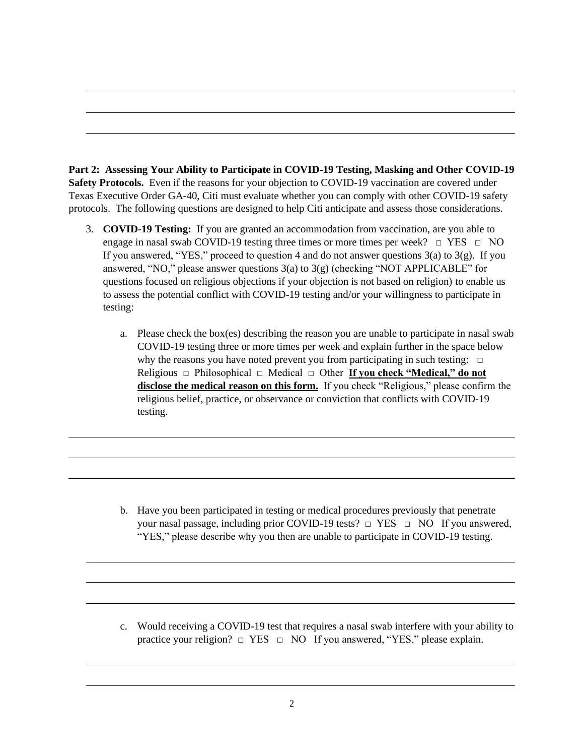**Part 2: Assessing Your Ability to Participate in COVID-19 Testing, Masking and Other COVID-19 Safety Protocols.** Even if the reasons for your objection to COVID-19 vaccination are covered under Texas Executive Order GA-40, Citi must evaluate whether you can comply with other COVID-19 safety protocols. The following questions are designed to help Citi anticipate and assess those considerations.

3. **COVID-19 Testing:** If you are granted an accommodation from vaccination, are you able to engage in nasal swab COVID-19 testing three times or more times per week? □ YES □ NO If you answered, "YES," proceed to question 4 and do not answer questions 3(a) to 3(g). If you answered, "NO," please answer questions 3(a) to 3(g) (checking "NOT APPLICABLE" for questions focused on religious objections if your objection is not based on religion) to enable us to assess the potential conflict with COVID-19 testing and/or your willingness to participate in testing:

   a. Please check the box(es) describing the reason you are unable to participate in nasal swab COVID-19 testing three or more times per week and explain further in the space below why the reasons you have noted prevent you from participating in such testing: □ Religious □ Philosophical □ Medical □ Other **<u>If you check "Medical," do not disclose the medical reason on this form.</u>** If you check "Religious," please confirm the religious belief, practice, or observance or conviction that conflicts with COVID-19 testing.

   b. Have you been participated in testing or medical procedures previously that penetrate your nasal passage, including prior COVID-19 tests? □ YES □ NO If you answered, "YES," please describe why you then are unable to participate in COVID-19 testing.

   c. Would receiving a COVID-19 test that requires a nasal swab interfere with your ability to practice your religion? □ YES □ NO If you answered, "YES," please explain.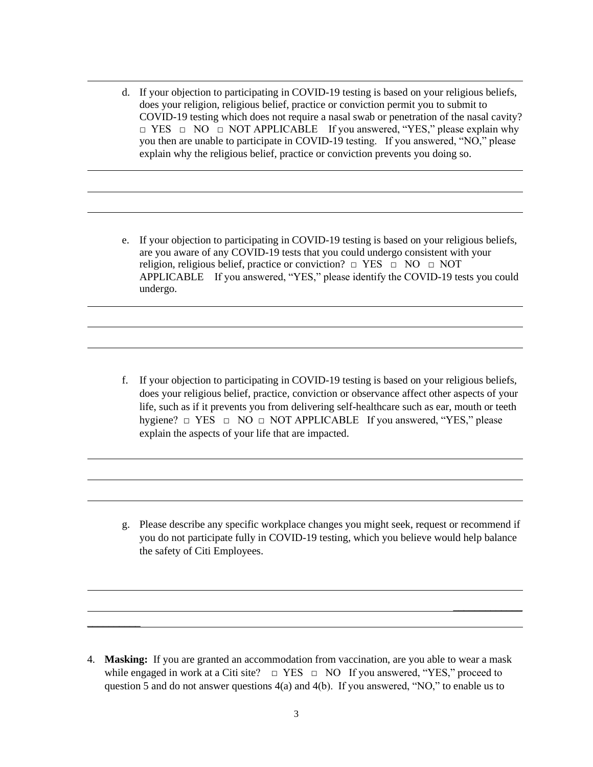d. If your objection to participating in COVID-19 testing is based on your religious beliefs, does your religion, religious belief, practice or conviction permit you to submit to COVID-19 testing which does not require a nasal swab or penetration of the nasal cavity? □ YES □ NO □ NOT APPLICABLE If you answered, "YES," please explain why you then are unable to participate in COVID-19 testing. If you answered, "NO," please explain why the religious belief, practice or conviction prevents you doing so.

e. If your objection to participating in COVID-19 testing is based on your religious beliefs, are you aware of any COVID-19 tests that you could undergo consistent with your religion, religious belief, practice or conviction? □ YES □ NO □ NOT APPLICABLE If you answered, "YES," please identify the COVID-19 tests you could undergo.

f. If your objection to participating in COVID-19 testing is based on your religious beliefs, does your religious belief, practice, conviction or observance affect other aspects of your life, such as if it prevents you from delivering self-healthcare such as ear, mouth or teeth hygiene? □ YES □ NO □ NOT APPLICABLE If you answered, "YES," please explain the aspects of your life that are impacted.

g. Please describe any specific workplace changes you might seek, request or recommend if you do not participate fully in COVID-19 testing, which you believe would help balance the safety of Citi Employees.

4. **Masking:** If you are granted an accommodation from vaccination, are you able to wear a mask while engaged in work at a Citi site? □ YES □ NO If you answered, "YES," proceed to question 5 and do not answer questions 4(a) and 4(b). If you answered, "NO," to enable us to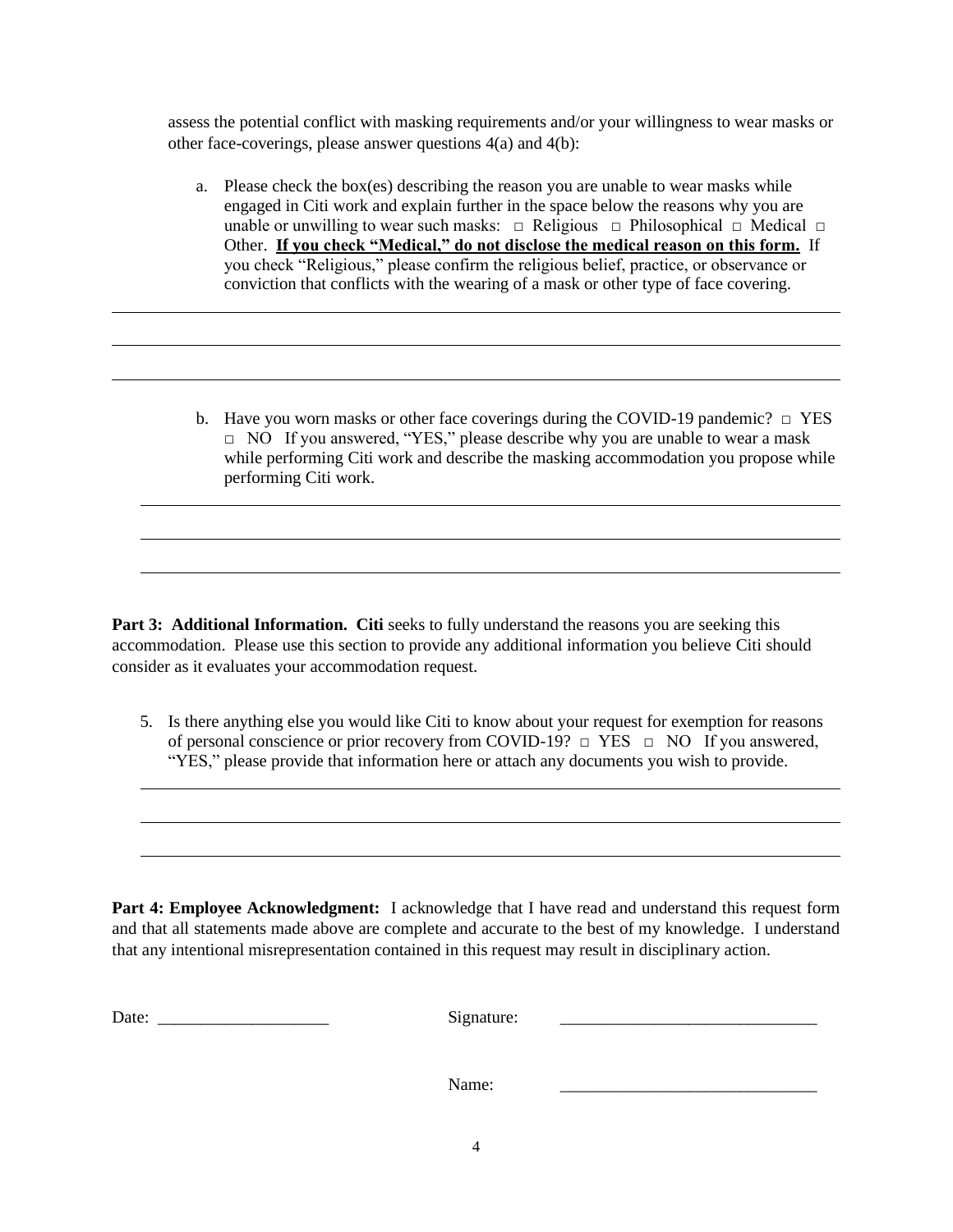assess the potential conflict with masking requirements and/or your willingness to wear masks or other face-coverings, please answer questions 4(a) and 4(b):

a. Please check the box(es) describing the reason you are unable to wear masks while engaged in Citi work and explain further in the space below the reasons why you are unable or unwilling to wear such masks: □ Religious □ Philosophical □ Medical □ Other. **<u>If you check "Medical," do not disclose the medical reason on this form.</u>** If you check "Religious," please confirm the religious belief, practice, or observance or conviction that conflicts with the wearing of a mask or other type of face covering.

_______________________________________________________________________________

_______________________________________________________________________________

_______________________________________________________________________________

b. Have you worn masks or other face coverings during the COVID-19 pandemic? □ YES □ NO If you answered, "YES," please describe why you are unable to wear a mask while performing Citi work and describe the masking accommodation you propose while performing Citi work.

_______________________________________________________________________________

_______________________________________________________________________________

_______________________________________________________________________________

**Part 3: Additional Information. Citi** seeks to fully understand the reasons you are seeking this accommodation. Please use this section to provide any additional information you believe Citi should consider as it evaluates your accommodation request.

5. Is there anything else you would like Citi to know about your request for exemption for reasons of personal conscience or prior recovery from COVID-19? □ YES □ NO If you answered, "YES," please provide that information here or attach any documents you wish to provide.

_______________________________________________________________________________

_______________________________________________________________________________

_______________________________________________________________________________

**Part 4: Employee Acknowledgment:** I acknowledge that I have read and understand this request form and that all statements made above are complete and accurate to the best of my knowledge. I understand that any intentional misrepresentation contained in this request may result in disciplinary action.

Date: ____________________ Signature: ______________________________

Name: ______________________________